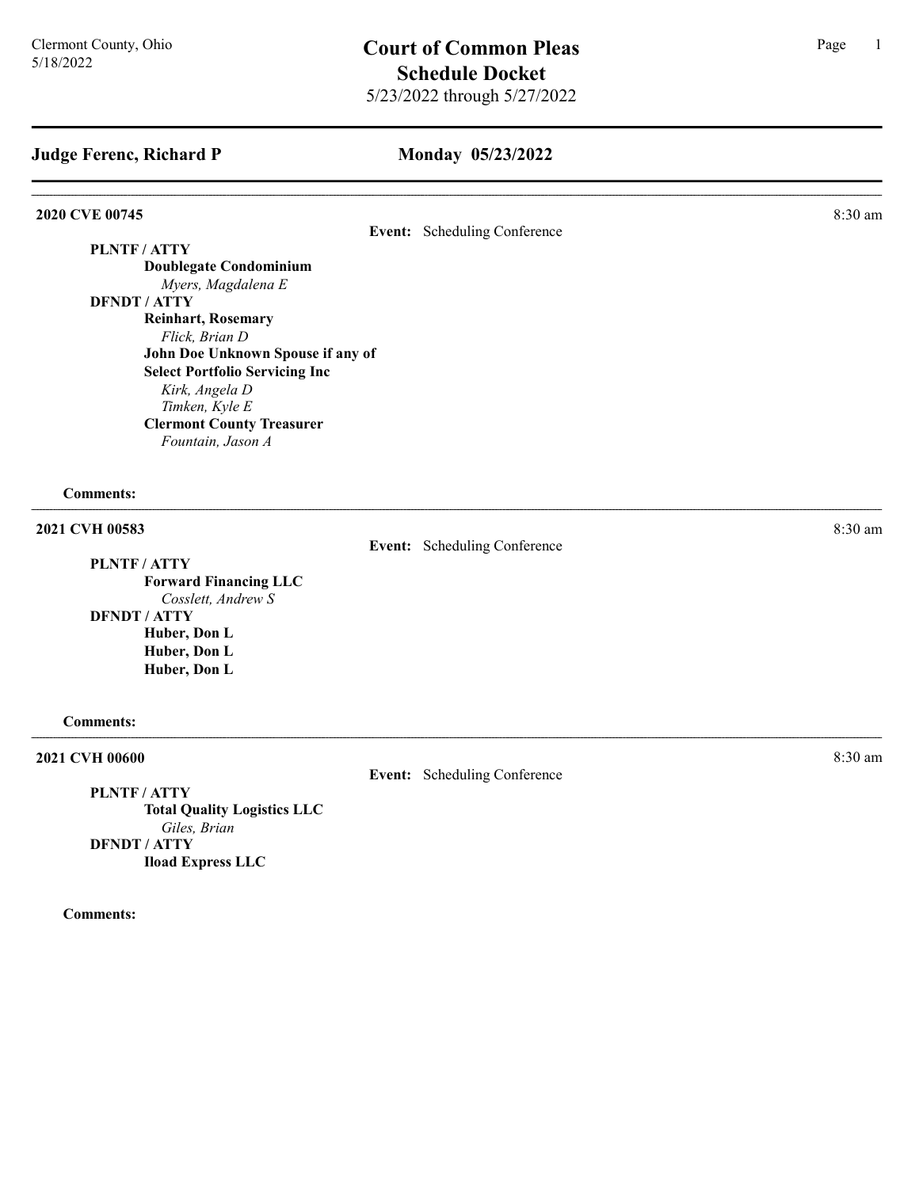Clermont County, Ohio
5/18/2022

# Court of Common Pleas
## Schedule Docket
5/23/2022 through 5/27/2022

## Judge Ferenc, Richard P — Monday 05/23/2022

---

**2020 CVE 00745** — 8:30 am

**Event:** Scheduling Conference

**PLNTF / ATTY**
- **Doublegate Condominium**
  - *Myers, Magdalena E*

**DFNDT / ATTY**
- **Reinhart, Rosemary**
  - *Flick, Brian D*
- **John Doe Unknown Spouse if any of**
- **Select Portfolio Servicing Inc**
  - *Kirk, Angela D*
  - *Timken, Kyle E*
- **Clermont County Treasurer**
  - *Fountain, Jason A*

**Comments:**

---

**2021 CVH 00583** — 8:30 am

**Event:** Scheduling Conference

**PLNTF / ATTY**
- **Forward Financing LLC**
  - *Cosslett, Andrew S*

**DFNDT / ATTY**
- **Huber, Don L**
- **Huber, Don L**
- **Huber, Don L**

**Comments:**

---

**2021 CVH 00600** — 8:30 am

**Event:** Scheduling Conference

**PLNTF / ATTY**
- **Total Quality Logistics LLC**
  - *Giles, Brian*

**DFNDT / ATTY**
- **Iload Express LLC**

**Comments:**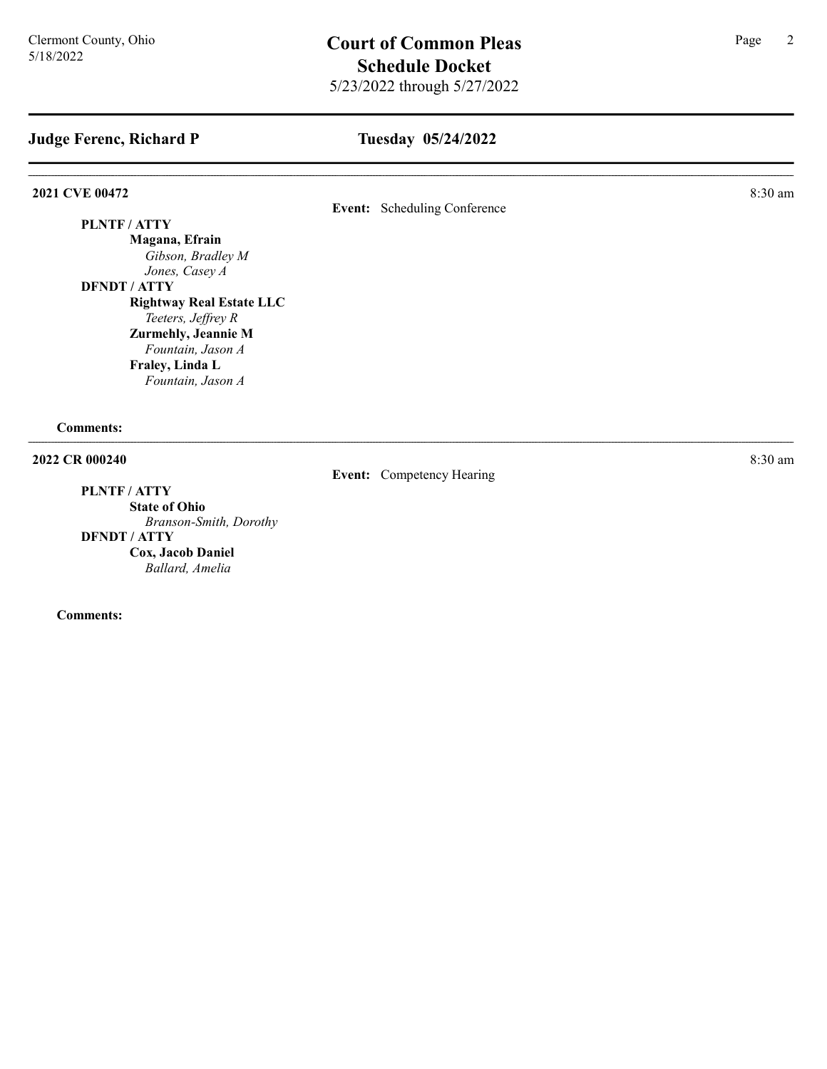## Judge Ferenc, Richard P — Tuesday 05/24/2022

---

**2021 CVE 00472** — 8:30 am

**Event:** Scheduling Conference

**PLNTF / ATTY**

**Magana, Efrain**
*Gibson, Bradley M*
*Jones, Casey A*

**DFNDT / ATTY**

**Rightway Real Estate LLC**
*Teeters, Jeffrey R*

**Zurmehly, Jeannie M**
*Fountain, Jason A*

**Fraley, Linda L**
*Fountain, Jason A*

**Comments:**

---

**2022 CR 000240** — 8:30 am

**Event:** Competency Hearing

**PLNTF / ATTY**

**State of Ohio**
*Branson-Smith, Dorothy*

**DFNDT / ATTY**

**Cox, Jacob Daniel**
*Ballard, Amelia*

**Comments:**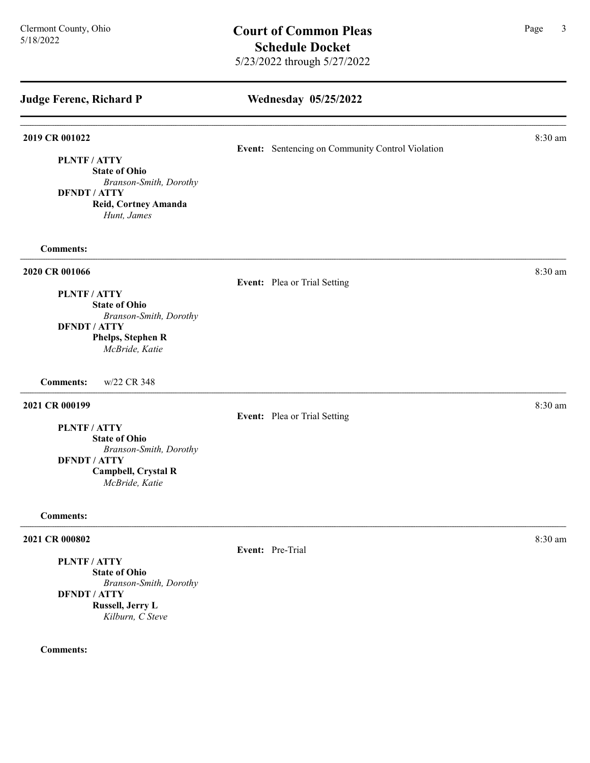## Judge Ferenc, Richard P

## Wednesday 05/25/2022

---

**2019 CR 001022** — 8:30 am

**Event:** Sentencing on Community Control Violation

**PLNTF / ATTY**
**State of Ohio**
*Branson-Smith, Dorothy*
**DFNDT / ATTY**
**Reid, Cortney Amanda**
*Hunt, James*

**Comments:**

---

**2020 CR 001066** — 8:30 am

**Event:** Plea or Trial Setting

**PLNTF / ATTY**
**State of Ohio**
*Branson-Smith, Dorothy*
**DFNDT / ATTY**
**Phelps, Stephen R**
*McBride, Katie*

**Comments:** w/22 CR 348

---

**2021 CR 000199** — 8:30 am

**Event:** Plea or Trial Setting

**PLNTF / ATTY**
**State of Ohio**
*Branson-Smith, Dorothy*
**DFNDT / ATTY**
**Campbell, Crystal R**
*McBride, Katie*

**Comments:**

---

**2021 CR 000802** — 8:30 am

**Event:** Pre-Trial

**PLNTF / ATTY**
**State of Ohio**
*Branson-Smith, Dorothy*
**DFNDT / ATTY**
**Russell, Jerry L**
*Kilburn, C Steve*

**Comments:**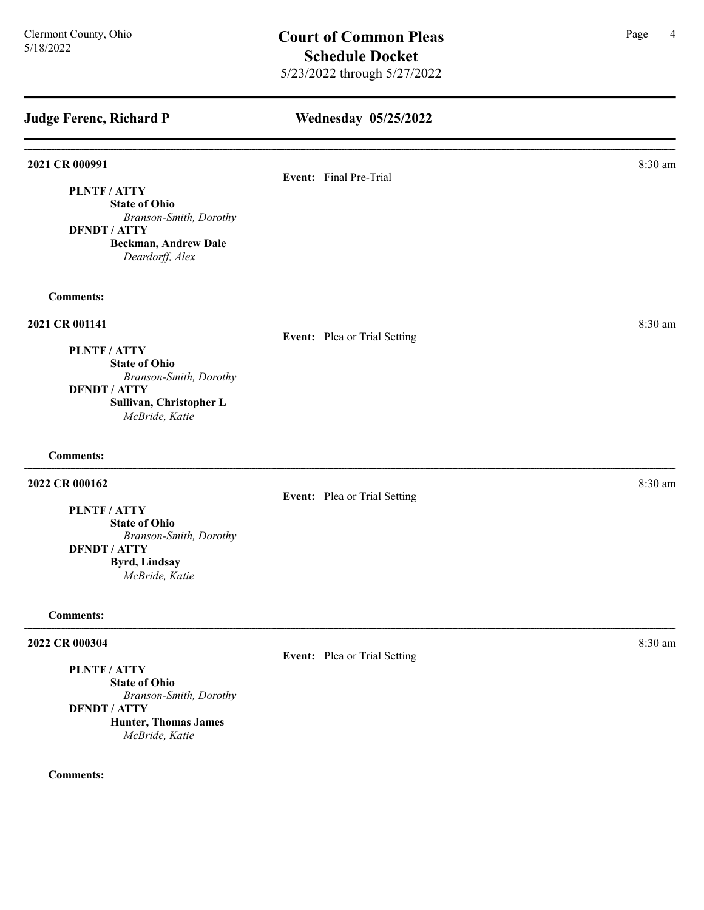## Judge Ferenc, Richard P

## Wednesday 05/25/2022

---

**2021 CR 000991** — 8:30 am

**Event:** Final Pre-Trial

**PLNTF / ATTY**
**State of Ohio**
*Branson-Smith, Dorothy*
**DFNDT / ATTY**
**Beckman, Andrew Dale**
*Deardorff, Alex*

**Comments:**

---

**2021 CR 001141** — 8:30 am

**Event:** Plea or Trial Setting

**PLNTF / ATTY**
**State of Ohio**
*Branson-Smith, Dorothy*
**DFNDT / ATTY**
**Sullivan, Christopher L**
*McBride, Katie*

**Comments:**

---

**2022 CR 000162** — 8:30 am

**Event:** Plea or Trial Setting

**PLNTF / ATTY**
**State of Ohio**
*Branson-Smith, Dorothy*
**DFNDT / ATTY**
**Byrd, Lindsay**
*McBride, Katie*

**Comments:**

---

**2022 CR 000304** — 8:30 am

**Event:** Plea or Trial Setting

**PLNTF / ATTY**
**State of Ohio**
*Branson-Smith, Dorothy*
**DFNDT / ATTY**
**Hunter, Thomas James**
*McBride, Katie*

**Comments:**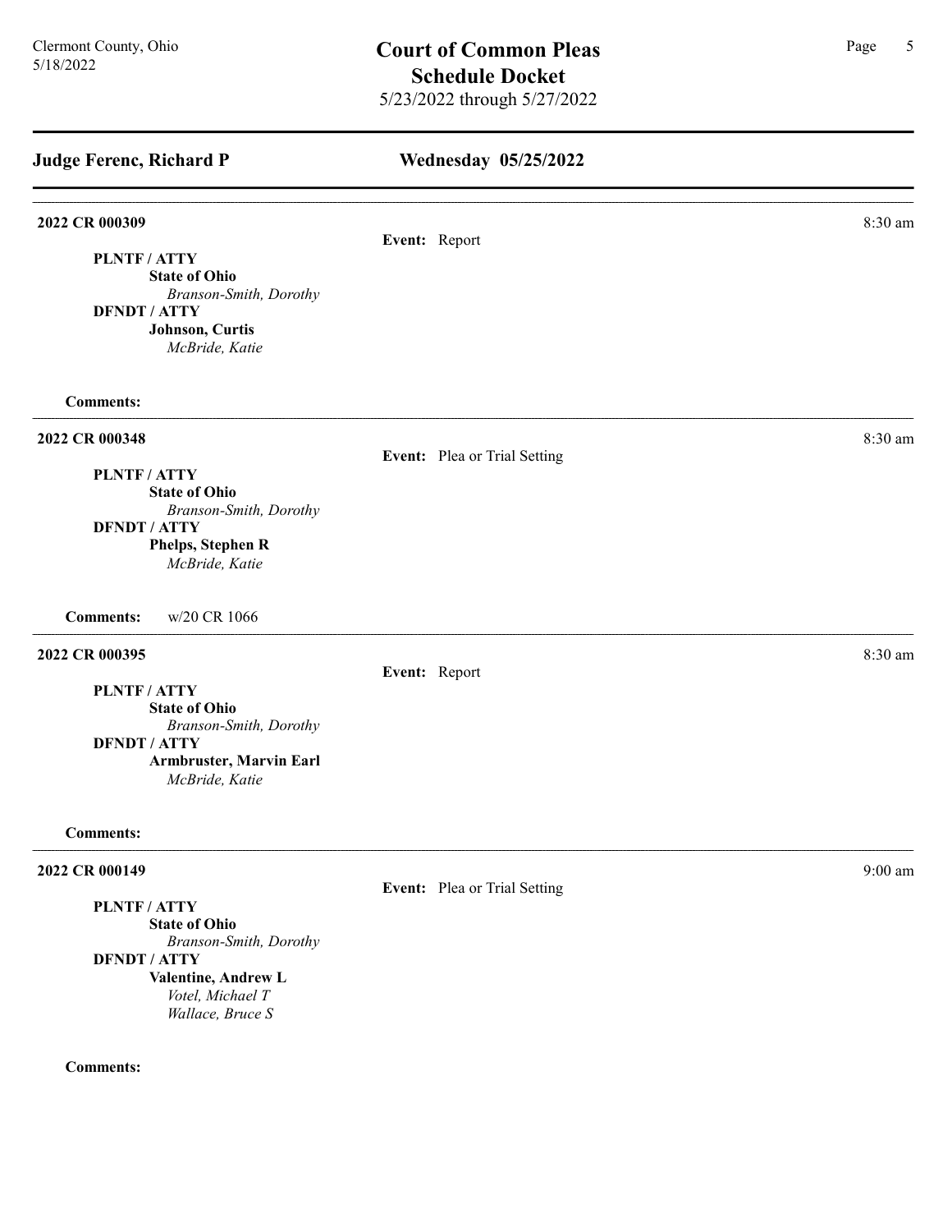## Judge Ferenc, Richard P

## Wednesday 05/25/2022

---

**2022 CR 000309** — 8:30 am

**Event:** Report

**PLNTF / ATTY**
**State of Ohio**
*Branson-Smith, Dorothy*
**DFNDT / ATTY**
**Johnson, Curtis**
*McBride, Katie*

**Comments:**

---

**2022 CR 000348** — 8:30 am

**Event:** Plea or Trial Setting

**PLNTF / ATTY**
**State of Ohio**
*Branson-Smith, Dorothy*
**DFNDT / ATTY**
**Phelps, Stephen R**
*McBride, Katie*

**Comments:** w/20 CR 1066

---

**2022 CR 000395** — 8:30 am

**Event:** Report

**PLNTF / ATTY**
**State of Ohio**
*Branson-Smith, Dorothy*
**DFNDT / ATTY**
**Armbruster, Marvin Earl**
*McBride, Katie*

**Comments:**

---

**2022 CR 000149** — 9:00 am

**Event:** Plea or Trial Setting

**PLNTF / ATTY**
**State of Ohio**
*Branson-Smith, Dorothy*
**DFNDT / ATTY**
**Valentine, Andrew L**
*Votel, Michael T*
*Wallace, Bruce S*

**Comments:**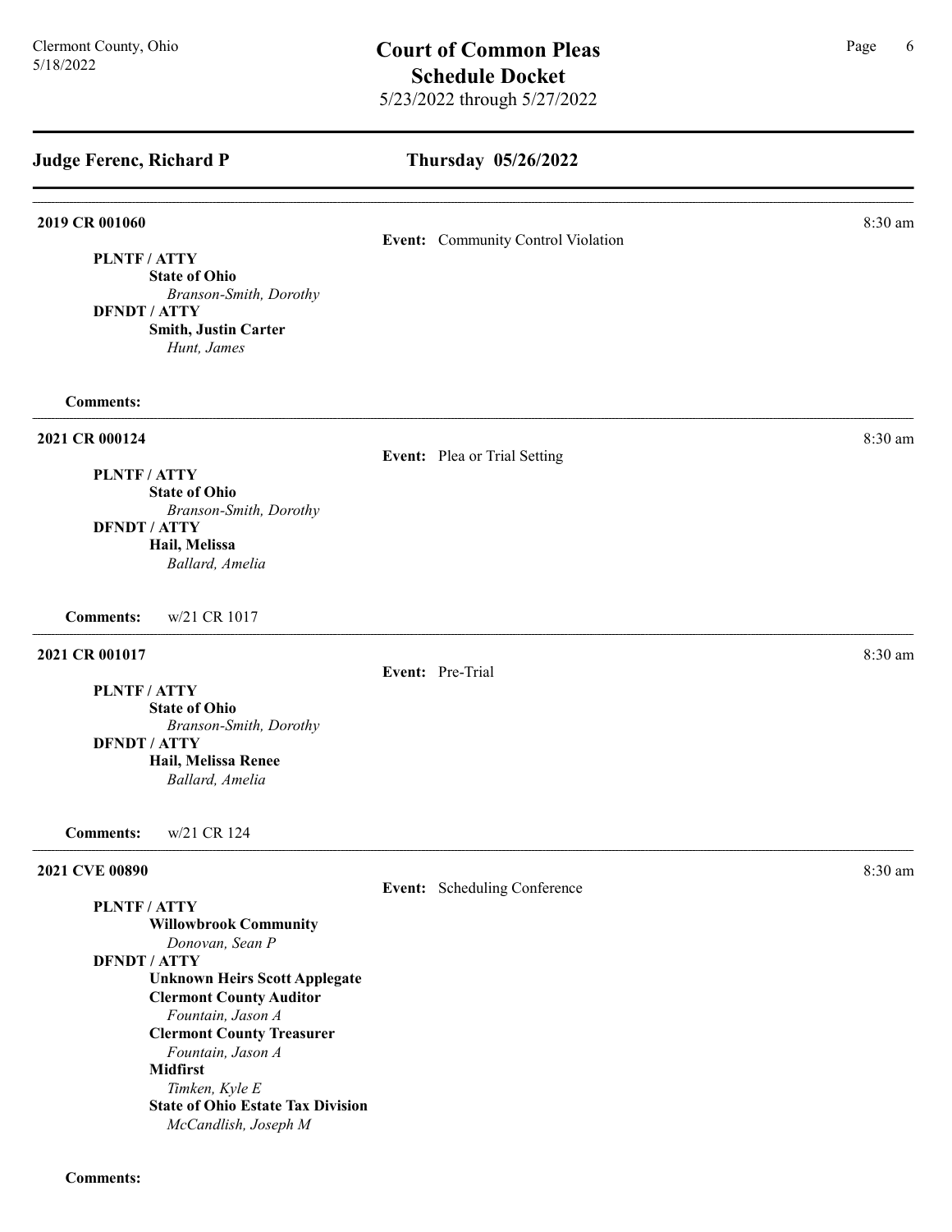## Judge Ferenc, Richard P

## Thursday 05/26/2022

---

**2019 CR 001060** — 8:30 am

**Event:** Community Control Violation

**PLNTF / ATTY**
- **State of Ohio**
  - *Branson-Smith, Dorothy*

**DFNDT / ATTY**
- **Smith, Justin Carter**
  - *Hunt, James*

**Comments:**

---

**2021 CR 000124** — 8:30 am

**Event:** Plea or Trial Setting

**PLNTF / ATTY**
- **State of Ohio**
  - *Branson-Smith, Dorothy*

**DFNDT / ATTY**
- **Hail, Melissa**
  - *Ballard, Amelia*

**Comments:** w/21 CR 1017

---

**2021 CR 001017** — 8:30 am

**Event:** Pre-Trial

**PLNTF / ATTY**
- **State of Ohio**
  - *Branson-Smith, Dorothy*

**DFNDT / ATTY**
- **Hail, Melissa Renee**
  - *Ballard, Amelia*

**Comments:** w/21 CR 124

---

**2021 CVE 00890** — 8:30 am

**Event:** Scheduling Conference

**PLNTF / ATTY**
- **Willowbrook Community**
  - *Donovan, Sean P*

**DFNDT / ATTY**
- **Unknown Heirs Scott Applegate**
- **Clermont County Auditor**
  - *Fountain, Jason A*
- **Clermont County Treasurer**
  - *Fountain, Jason A*
- **Midfirst**
  - *Timken, Kyle E*
- **State of Ohio Estate Tax Division**
  - *McCandlish, Joseph M*

**Comments:**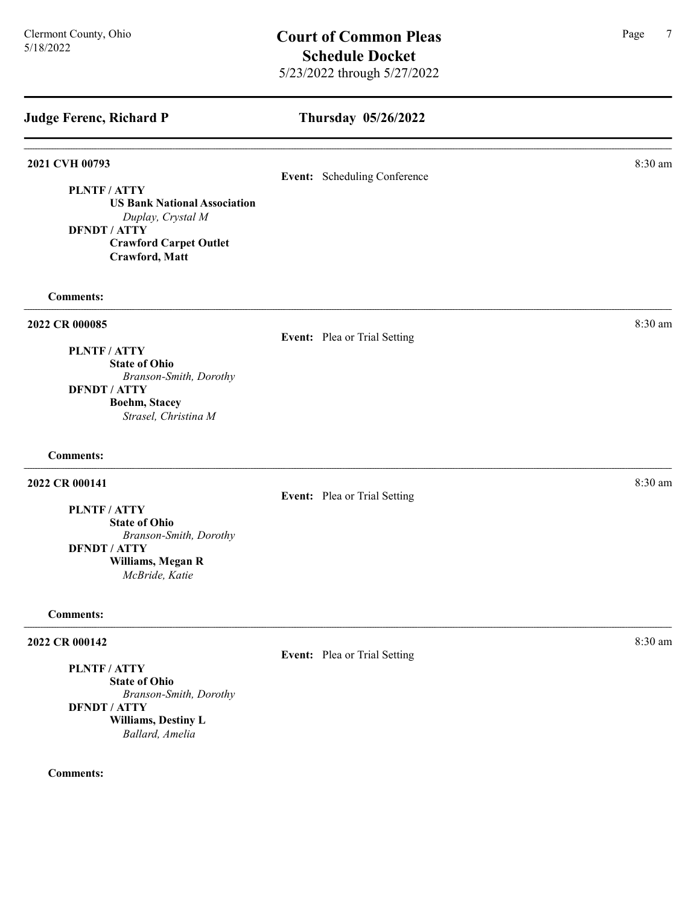## Judge Ferenc, Richard P

## Thursday 05/26/2022

---

**2021 CVH 00793** — 8:30 am

**Event:** Scheduling Conference

**PLNTF / ATTY**
**US Bank National Association**
*Duplay, Crystal M*
**DFNDT / ATTY**
**Crawford Carpet Outlet**
**Crawford, Matt**

**Comments:**

---

**2022 CR 000085** — 8:30 am

**Event:** Plea or Trial Setting

**PLNTF / ATTY**
**State of Ohio**
*Branson-Smith, Dorothy*
**DFNDT / ATTY**
**Boehm, Stacey**
*Strasel, Christina M*

**Comments:**

---

**2022 CR 000141** — 8:30 am

**Event:** Plea or Trial Setting

**PLNTF / ATTY**
**State of Ohio**
*Branson-Smith, Dorothy*
**DFNDT / ATTY**
**Williams, Megan R**
*McBride, Katie*

**Comments:**

---

**2022 CR 000142** — 8:30 am

**Event:** Plea or Trial Setting

**PLNTF / ATTY**
**State of Ohio**
*Branson-Smith, Dorothy*
**DFNDT / ATTY**
**Williams, Destiny L**
*Ballard, Amelia*

**Comments:**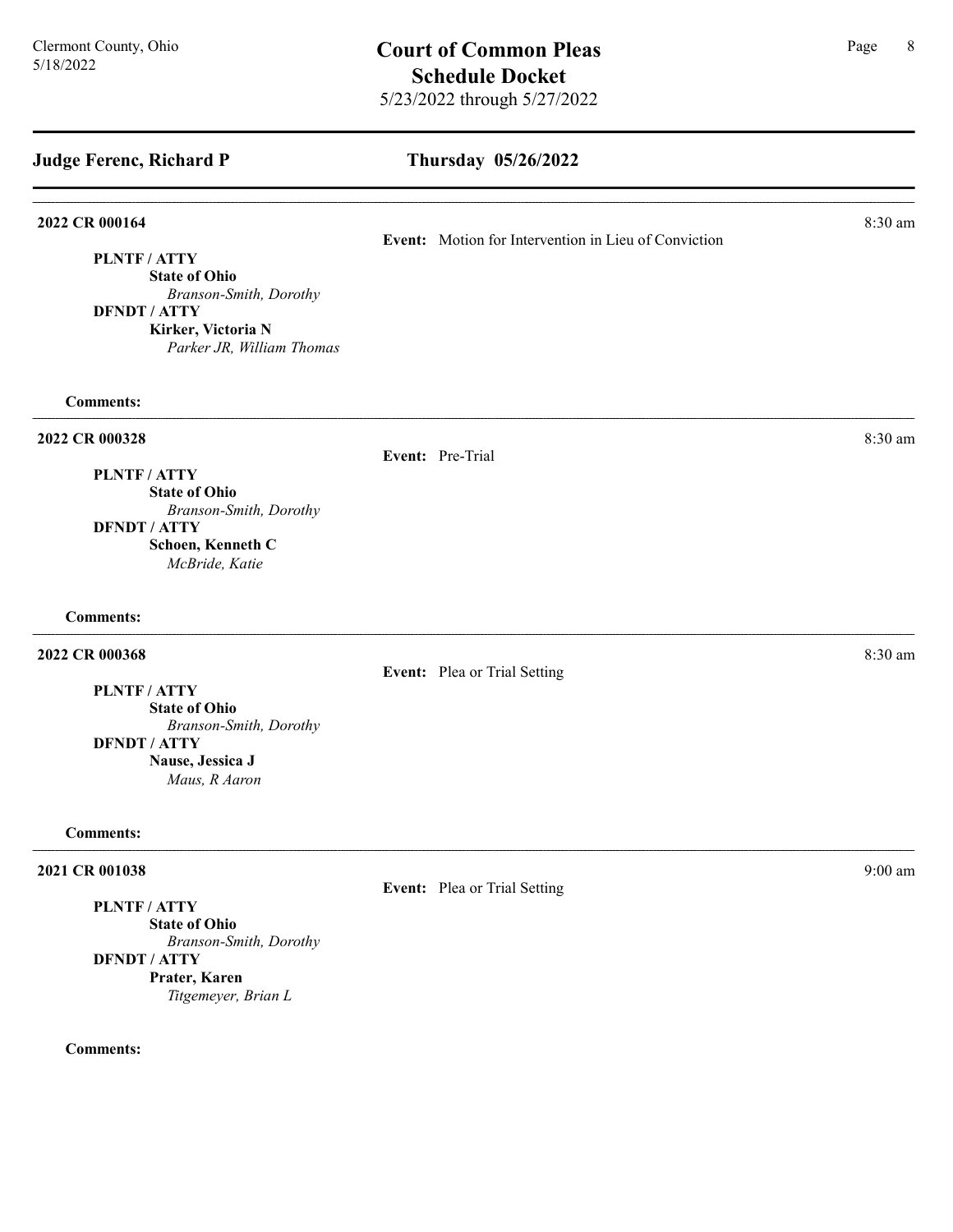## Judge Ferenc, Richard P

## Thursday 05/26/2022

---

**2022 CR 000164** — 8:30 am

**Event:** Motion for Intervention in Lieu of Conviction

**PLNTF / ATTY**
**State of Ohio**
*Branson-Smith, Dorothy*

**DFNDT / ATTY**
**Kirker, Victoria N**
*Parker JR, William Thomas*

**Comments:**

---

**2022 CR 000328** — 8:30 am

**Event:** Pre-Trial

**PLNTF / ATTY**
**State of Ohio**
*Branson-Smith, Dorothy*

**DFNDT / ATTY**
**Schoen, Kenneth C**
*McBride, Katie*

**Comments:**

---

**2022 CR 000368** — 8:30 am

**Event:** Plea or Trial Setting

**PLNTF / ATTY**
**State of Ohio**
*Branson-Smith, Dorothy*

**DFNDT / ATTY**
**Nause, Jessica J**
*Maus, R Aaron*

**Comments:**

---

**2021 CR 001038** — 9:00 am

**Event:** Plea or Trial Setting

**PLNTF / ATTY**
**State of Ohio**
*Branson-Smith, Dorothy*

**DFNDT / ATTY**
**Prater, Karen**
*Titgemeyer, Brian L*

**Comments:**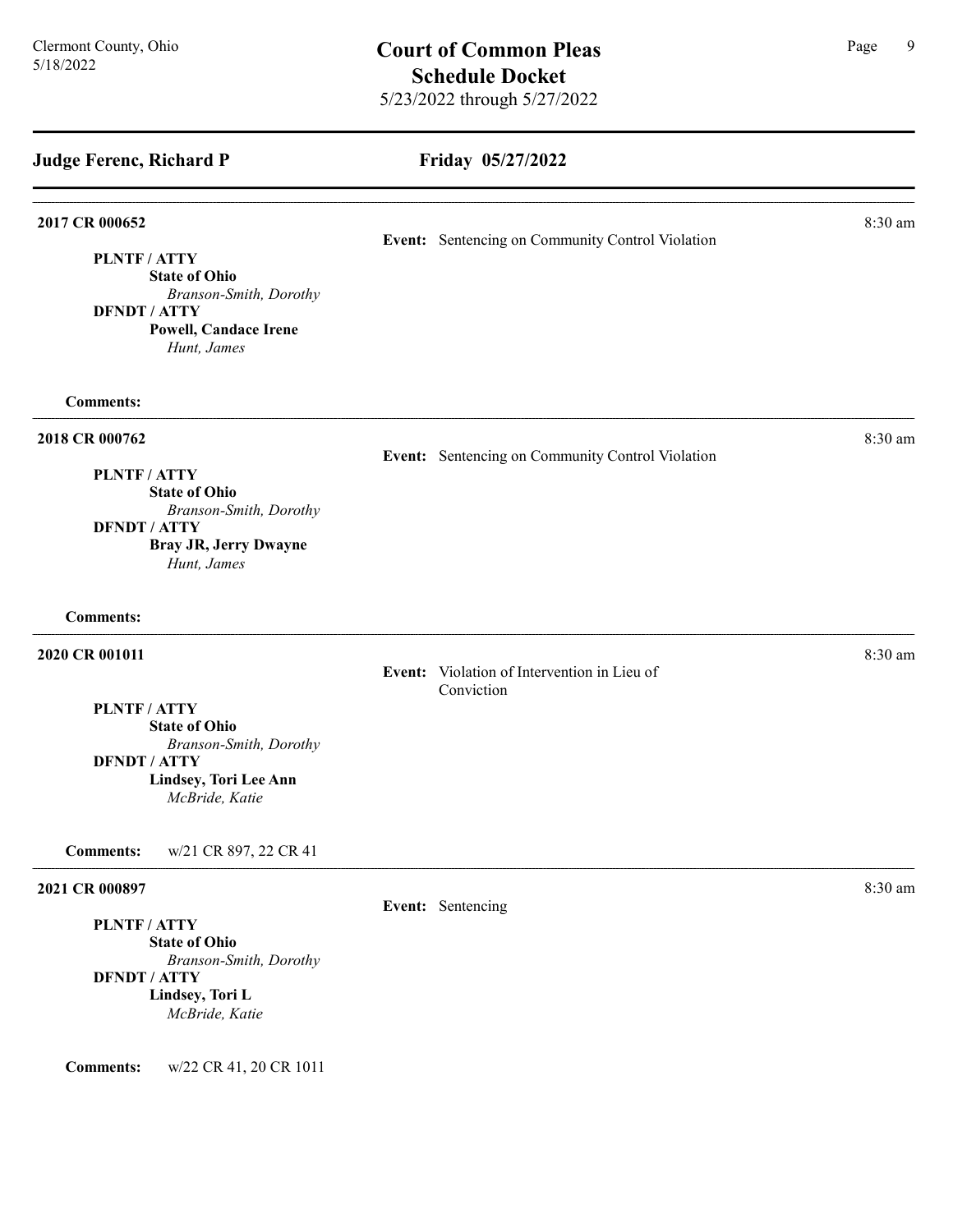## Judge Ferenc, Richard P

### Friday 05/27/2022

---

**2017 CR 000652** — 8:30 am

**Event:** Sentencing on Community Control Violation

**PLNTF / ATTY**
**State of Ohio**
*Branson-Smith, Dorothy*

**DFNDT / ATTY**
**Powell, Candace Irene**
*Hunt, James*

**Comments:**

---

**2018 CR 000762** — 8:30 am

**Event:** Sentencing on Community Control Violation

**PLNTF / ATTY**
**State of Ohio**
*Branson-Smith, Dorothy*

**DFNDT / ATTY**
**Bray JR, Jerry Dwayne**
*Hunt, James*

**Comments:**

---

**2020 CR 001011** — 8:30 am

**Event:** Violation of Intervention in Lieu of Conviction

**PLNTF / ATTY**
**State of Ohio**
*Branson-Smith, Dorothy*

**DFNDT / ATTY**
**Lindsey, Tori Lee Ann**
*McBride, Katie*

**Comments:** w/21 CR 897, 22 CR 41

---

**2021 CR 000897** — 8:30 am

**Event:** Sentencing

**PLNTF / ATTY**
**State of Ohio**
*Branson-Smith, Dorothy*

**DFNDT / ATTY**
**Lindsey, Tori L**
*McBride, Katie*

**Comments:** w/22 CR 41, 20 CR 1011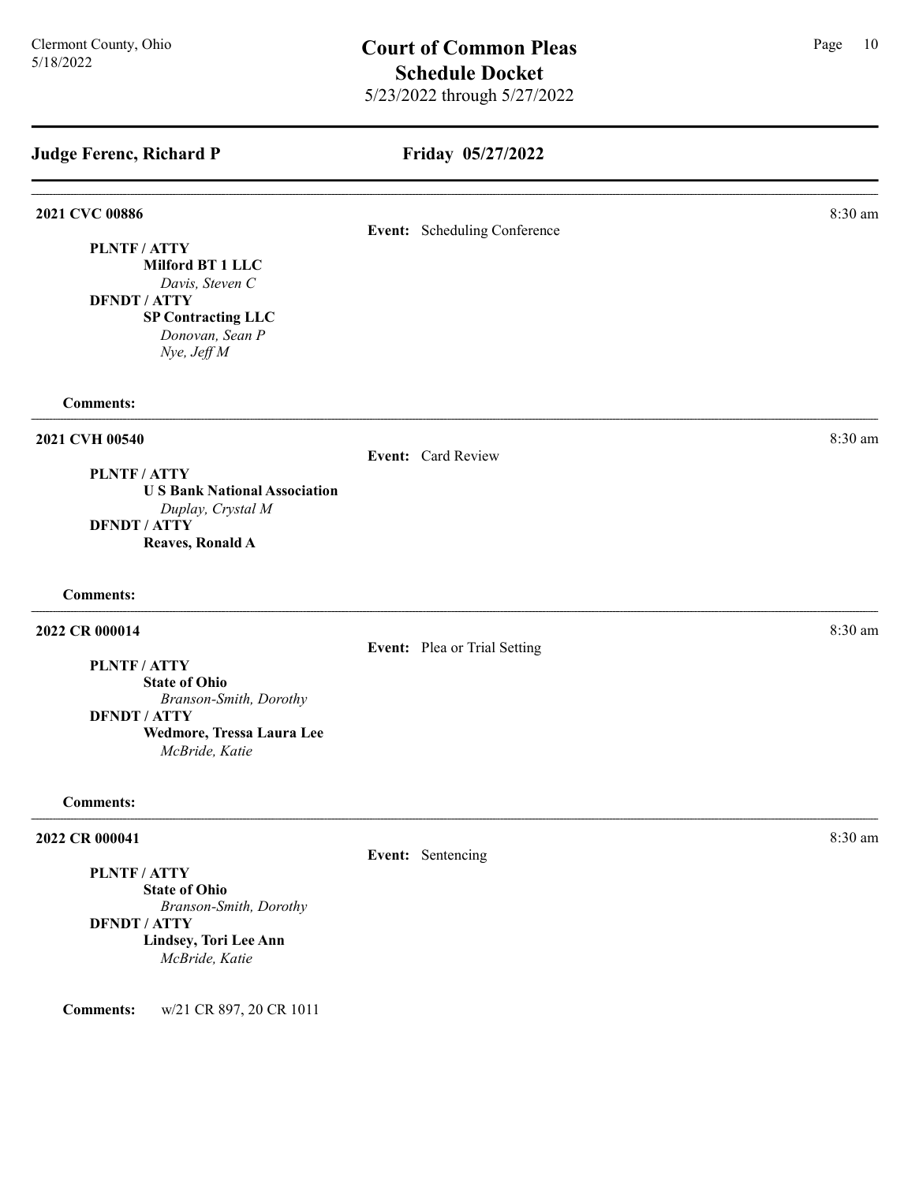## Judge Ferenc, Richard P

## Friday 05/27/2022

---

**2021 CVC 00886** — 8:30 am

**Event:** Scheduling Conference

**PLNTF / ATTY**
- **Milford BT 1 LLC**
  - *Davis, Steven C*

**DFNDT / ATTY**
- **SP Contracting LLC**
  - *Donovan, Sean P*
  - *Nye, Jeff M*

**Comments:**

---

**2021 CVH 00540** — 8:30 am

**Event:** Card Review

**PLNTF / ATTY**
- **U S Bank National Association**
  - *Duplay, Crystal M*

**DFNDT / ATTY**
- **Reaves, Ronald A**

**Comments:**

---

**2022 CR 000014** — 8:30 am

**Event:** Plea or Trial Setting

**PLNTF / ATTY**
- **State of Ohio**
  - *Branson-Smith, Dorothy*

**DFNDT / ATTY**
- **Wedmore, Tressa Laura Lee**
  - *McBride, Katie*

**Comments:**

---

**2022 CR 000041** — 8:30 am

**Event:** Sentencing

**PLNTF / ATTY**
- **State of Ohio**
  - *Branson-Smith, Dorothy*

**DFNDT / ATTY**
- **Lindsey, Tori Lee Ann**
  - *McBride, Katie*

**Comments:** w/21 CR 897, 20 CR 1011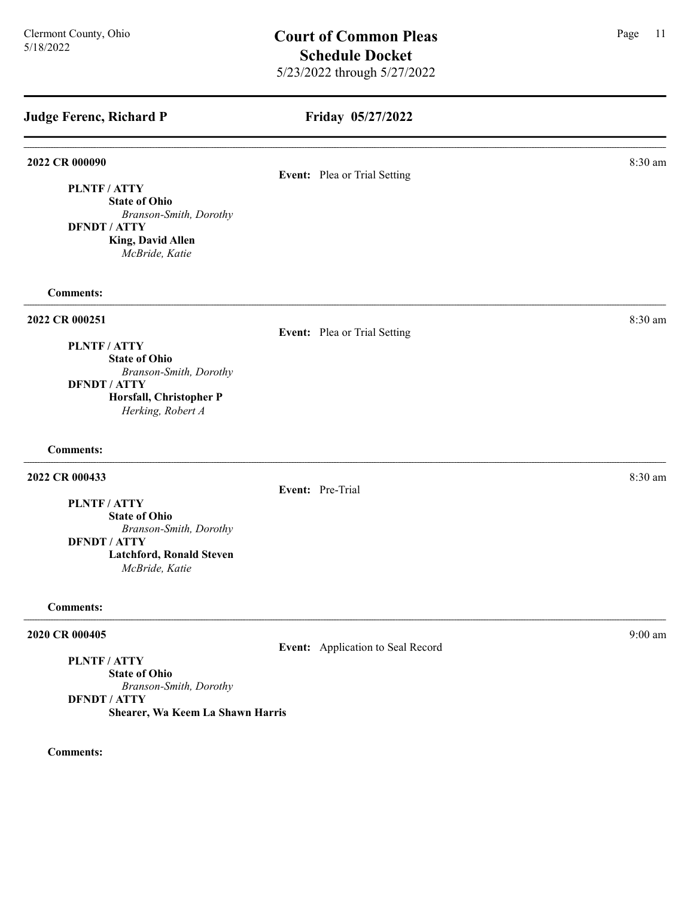## Judge Ferenc, Richard P

## Friday 05/27/2022

---

**2022 CR 000090** — 8:30 am

**Event:** Plea or Trial Setting

**PLNTF / ATTY**
**State of Ohio**
*Branson-Smith, Dorothy*
**DFNDT / ATTY**
**King, David Allen**
*McBride, Katie*

**Comments:**

---

**2022 CR 000251** — 8:30 am

**Event:** Plea or Trial Setting

**PLNTF / ATTY**
**State of Ohio**
*Branson-Smith, Dorothy*
**DFNDT / ATTY**
**Horsfall, Christopher P**
*Herking, Robert A*

**Comments:**

---

**2022 CR 000433** — 8:30 am

**Event:** Pre-Trial

**PLNTF / ATTY**
**State of Ohio**
*Branson-Smith, Dorothy*
**DFNDT / ATTY**
**Latchford, Ronald Steven**
*McBride, Katie*

**Comments:**

---

**2020 CR 000405** — 9:00 am

**Event:** Application to Seal Record

**PLNTF / ATTY**
**State of Ohio**
*Branson-Smith, Dorothy*
**DFNDT / ATTY**
**Shearer, Wa Keem La Shawn Harris**

**Comments:**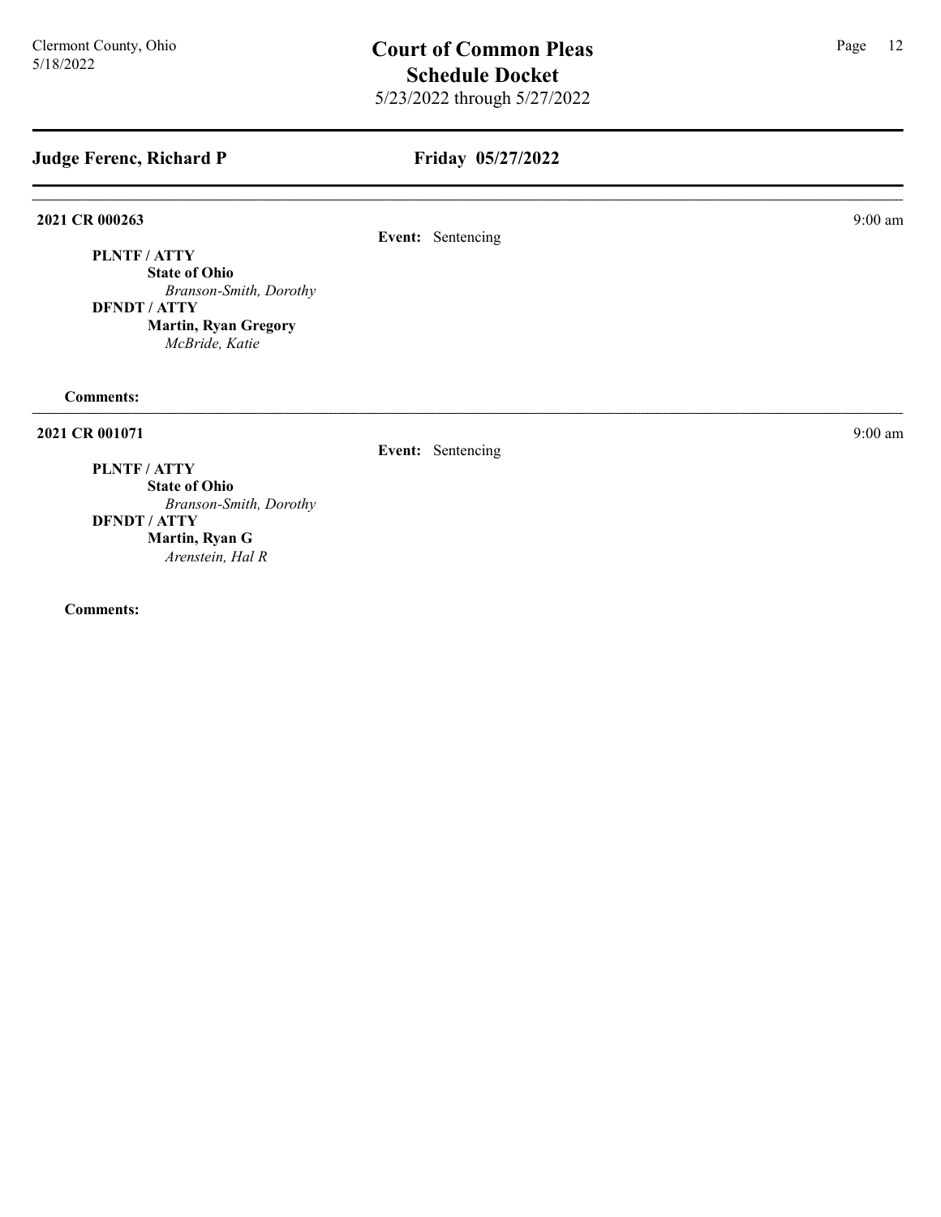## Judge Ferenc, Richard P

## Friday 05/27/2022

**2021 CR 000263** 9:00 am

**Event:** Sentencing

**PLNTF / ATTY**

**State of Ohio**

*Branson-Smith, Dorothy*

**DFNDT / ATTY**

**Martin, Ryan Gregory**

*McBride, Katie*

**Comments:**

---

**2021 CR 001071** 9:00 am

**Event:** Sentencing

**PLNTF / ATTY**

**State of Ohio**

*Branson-Smith, Dorothy*

**DFNDT / ATTY**

**Martin, Ryan G**

*Arenstein, Hal R*

**Comments:**